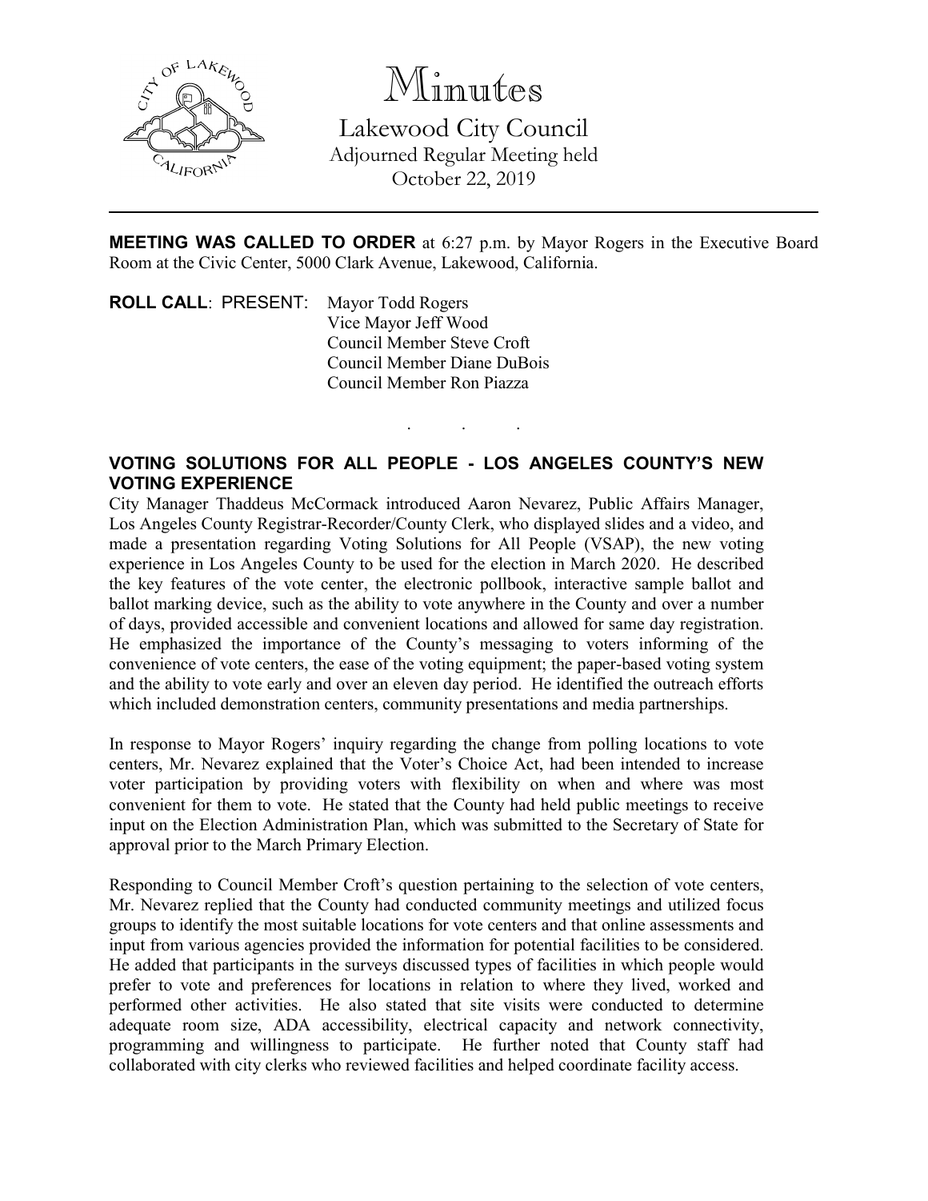# Minutes

## Lakewood City Council

Adjourned Regular Meeting held
October 22, 2019

**MEETING WAS CALLED TO ORDER** at 6:27 p.m. by Mayor Rogers in the Executive Board Room at the Civic Center, 5000 Clark Avenue, Lakewood, California.

**ROLL CALL**: PRESENT: Mayor Todd Rogers
Vice Mayor Jeff Wood
Council Member Steve Croft
Council Member Diane DuBois
Council Member Ron Piazza

. . .

**VOTING SOLUTIONS FOR ALL PEOPLE - LOS ANGELES COUNTY'S NEW VOTING EXPERIENCE**

City Manager Thaddeus McCormack introduced Aaron Nevarez, Public Affairs Manager, Los Angeles County Registrar-Recorder/County Clerk, who displayed slides and a video, and made a presentation regarding Voting Solutions for All People (VSAP), the new voting experience in Los Angeles County to be used for the election in March 2020. He described the key features of the vote center, the electronic pollbook, interactive sample ballot and ballot marking device, such as the ability to vote anywhere in the County and over a number of days, provided accessible and convenient locations and allowed for same day registration. He emphasized the importance of the County's messaging to voters informing of the convenience of vote centers, the ease of the voting equipment; the paper-based voting system and the ability to vote early and over an eleven day period. He identified the outreach efforts which included demonstration centers, community presentations and media partnerships.

In response to Mayor Rogers' inquiry regarding the change from polling locations to vote centers, Mr. Nevarez explained that the Voter's Choice Act, had been intended to increase voter participation by providing voters with flexibility on when and where was most convenient for them to vote. He stated that the County had held public meetings to receive input on the Election Administration Plan, which was submitted to the Secretary of State for approval prior to the March Primary Election.

Responding to Council Member Croft's question pertaining to the selection of vote centers, Mr. Nevarez replied that the County had conducted community meetings and utilized focus groups to identify the most suitable locations for vote centers and that online assessments and input from various agencies provided the information for potential facilities to be considered. He added that participants in the surveys discussed types of facilities in which people would prefer to vote and preferences for locations in relation to where they lived, worked and performed other activities. He also stated that site visits were conducted to determine adequate room size, ADA accessibility, electrical capacity and network connectivity, programming and willingness to participate. He further noted that County staff had collaborated with city clerks who reviewed facilities and helped coordinate facility access.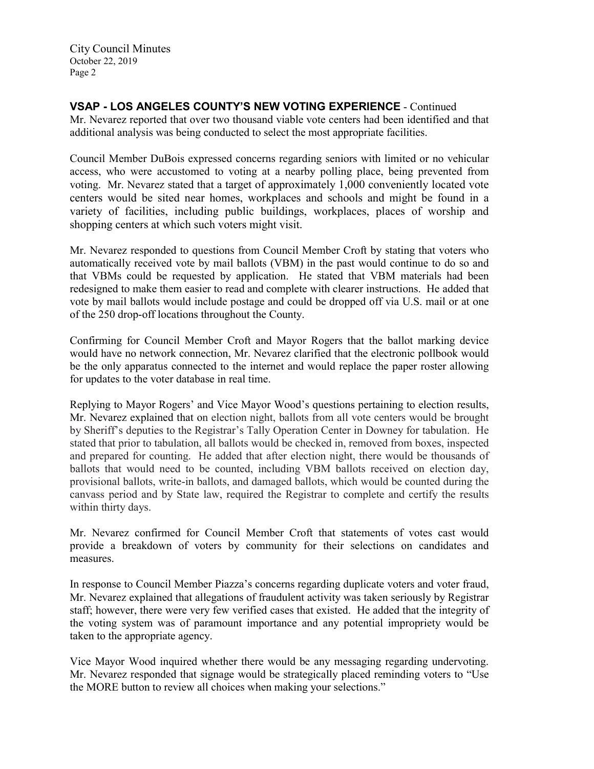**VSAP - LOS ANGELES COUNTY'S NEW VOTING EXPERIENCE** - Continued

Mr. Nevarez reported that over two thousand viable vote centers had been identified and that additional analysis was being conducted to select the most appropriate facilities.

Council Member DuBois expressed concerns regarding seniors with limited or no vehicular access, who were accustomed to voting at a nearby polling place, being prevented from voting. Mr. Nevarez stated that a target of approximately 1,000 conveniently located vote centers would be sited near homes, workplaces and schools and might be found in a variety of facilities, including public buildings, workplaces, places of worship and shopping centers at which such voters might visit.

Mr. Nevarez responded to questions from Council Member Croft by stating that voters who automatically received vote by mail ballots (VBM) in the past would continue to do so and that VBMs could be requested by application. He stated that VBM materials had been redesigned to make them easier to read and complete with clearer instructions. He added that vote by mail ballots would include postage and could be dropped off via U.S. mail or at one of the 250 drop-off locations throughout the County.

Confirming for Council Member Croft and Mayor Rogers that the ballot marking device would have no network connection, Mr. Nevarez clarified that the electronic pollbook would be the only apparatus connected to the internet and would replace the paper roster allowing for updates to the voter database in real time.

Replying to Mayor Rogers' and Vice Mayor Wood's questions pertaining to election results, Mr. Nevarez explained that on election night, ballots from all vote centers would be brought by Sheriff's deputies to the Registrar's Tally Operation Center in Downey for tabulation. He stated that prior to tabulation, all ballots would be checked in, removed from boxes, inspected and prepared for counting. He added that after election night, there would be thousands of ballots that would need to be counted, including VBM ballots received on election day, provisional ballots, write-in ballots, and damaged ballots, which would be counted during the canvass period and by State law, required the Registrar to complete and certify the results within thirty days.

Mr. Nevarez confirmed for Council Member Croft that statements of votes cast would provide a breakdown of voters by community for their selections on candidates and measures.

In response to Council Member Piazza's concerns regarding duplicate voters and voter fraud, Mr. Nevarez explained that allegations of fraudulent activity was taken seriously by Registrar staff; however, there were very few verified cases that existed. He added that the integrity of the voting system was of paramount importance and any potential impropriety would be taken to the appropriate agency.

Vice Mayor Wood inquired whether there would be any messaging regarding undervoting. Mr. Nevarez responded that signage would be strategically placed reminding voters to "Use the MORE button to review all choices when making your selections."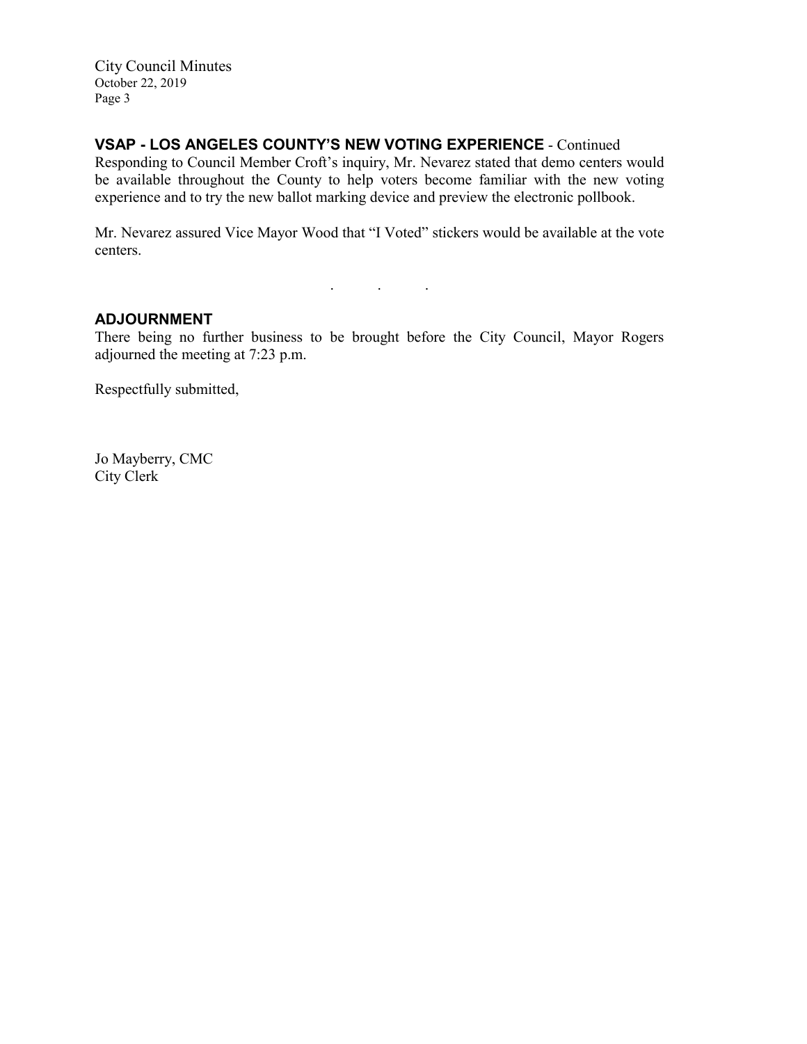## VSAP - LOS ANGELES COUNTY'S NEW VOTING EXPERIENCE - Continued

Responding to Council Member Croft's inquiry, Mr. Nevarez stated that demo centers would be available throughout the County to help voters become familiar with the new voting experience and to try the new ballot marking device and preview the electronic pollbook.

Mr. Nevarez assured Vice Mayor Wood that "I Voted" stickers would be available at the vote centers.

. . .

## ADJOURNMENT

There being no further business to be brought before the City Council, Mayor Rogers adjourned the meeting at 7:23 p.m.

Respectfully submitted,

Jo Mayberry, CMC
City Clerk